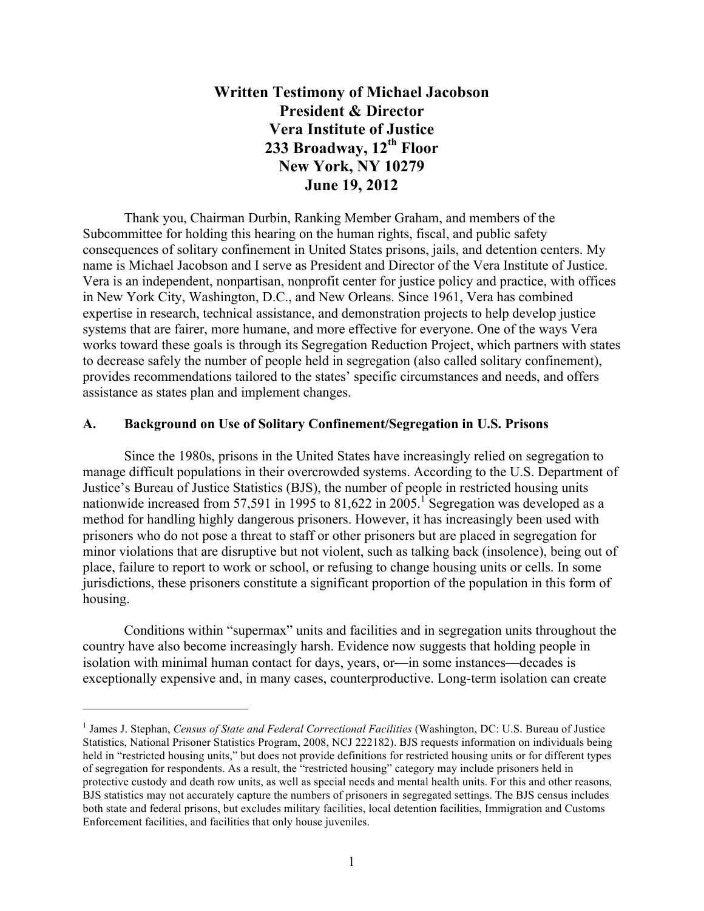# Written Testimony of Michael Jacobson
# President & Director
# Vera Institute of Justice
# 233 Broadway, 12th Floor
# New York, NY 10279
# June 19, 2012

Thank you, Chairman Durbin, Ranking Member Graham, and members of the Subcommittee for holding this hearing on the human rights, fiscal, and public safety consequences of solitary confinement in United States prisons, jails, and detention centers. My name is Michael Jacobson and I serve as President and Director of the Vera Institute of Justice. Vera is an independent, nonpartisan, nonprofit center for justice policy and practice, with offices in New York City, Washington, D.C., and New Orleans. Since 1961, Vera has combined expertise in research, technical assistance, and demonstration projects to help develop justice systems that are fairer, more humane, and more effective for everyone. One of the ways Vera works toward these goals is through its Segregation Reduction Project, which partners with states to decrease safely the number of people held in segregation (also called solitary confinement), provides recommendations tailored to the states' specific circumstances and needs, and offers assistance as states plan and implement changes.

## A. Background on Use of Solitary Confinement/Segregation in U.S. Prisons

Since the 1980s, prisons in the United States have increasingly relied on segregation to manage difficult populations in their overcrowded systems. According to the U.S. Department of Justice's Bureau of Justice Statistics (BJS), the number of people in restricted housing units nationwide increased from 57,591 in 1995 to 81,622 in 2005.[1] Segregation was developed as a method for handling highly dangerous prisoners. However, it has increasingly been used with prisoners who do not pose a threat to staff or other prisoners but are placed in segregation for minor violations that are disruptive but not violent, such as talking back (insolence), being out of place, failure to report to work or school, or refusing to change housing units or cells. In some jurisdictions, these prisoners constitute a significant proportion of the population in this form of housing.

Conditions within "supermax" units and facilities and in segregation units throughout the country have also become increasingly harsh. Evidence now suggests that holding people in isolation with minimal human contact for days, years, or—in some instances—decades is exceptionally expensive and, in many cases, counterproductive. Long-term isolation can create

---

[1] James J. Stephan, *Census of State and Federal Correctional Facilities* (Washington, DC: U.S. Bureau of Justice Statistics, National Prisoner Statistics Program, 2008, NCJ 222182). BJS requests information on individuals being held in "restricted housing units," but does not provide definitions for restricted housing units or for different types of segregation for respondents. As a result, the "restricted housing" category may include prisoners held in protective custody and death row units, as well as special needs and mental health units. For this and other reasons, BJS statistics may not accurately capture the numbers of prisoners in segregated settings. The BJS census includes both state and federal prisons, but excludes military facilities, local detention facilities, Immigration and Customs Enforcement facilities, and facilities that only house juveniles.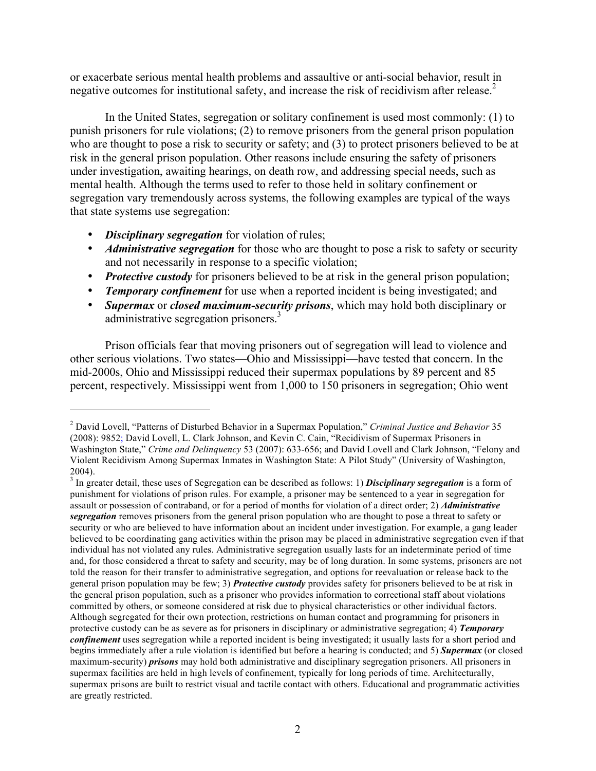or exacerbate serious mental health problems and assaultive or anti-social behavior, result in negative outcomes for institutional safety, and increase the risk of recidivism after release.[2]

In the United States, segregation or solitary confinement is used most commonly: (1) to punish prisoners for rule violations; (2) to remove prisoners from the general prison population who are thought to pose a risk to security or safety; and (3) to protect prisoners believed to be at risk in the general prison population. Other reasons include ensuring the safety of prisoners under investigation, awaiting hearings, on death row, and addressing special needs, such as mental health. Although the terms used to refer to those held in solitary confinement or segregation vary tremendously across systems, the following examples are typical of the ways that state systems use segregation:

- ***Disciplinary segregation*** for violation of rules;
- ***Administrative segregation*** for those who are thought to pose a risk to safety or security and not necessarily in response to a specific violation;
- ***Protective custody*** for prisoners believed to be at risk in the general prison population;
- ***Temporary confinement*** for use when a reported incident is being investigated; and
- ***Supermax*** or ***closed maximum-security prisons***, which may hold both disciplinary or administrative segregation prisoners.[3]

Prison officials fear that moving prisoners out of segregation will lead to violence and other serious violations. Two states—Ohio and Mississippi—have tested that concern. In the mid-2000s, Ohio and Mississippi reduced their supermax populations by 89 percent and 85 percent, respectively. Mississippi went from 1,000 to 150 prisoners in segregation; Ohio went

---

[2] David Lovell, "Patterns of Disturbed Behavior in a Supermax Population," *Criminal Justice and Behavior* 35 (2008): 9852; David Lovell, L. Clark Johnson, and Kevin C. Cain, "Recidivism of Supermax Prisoners in Washington State," *Crime and Delinquency* 53 (2007): 633-656; and David Lovell and Clark Johnson, "Felony and Violent Recidivism Among Supermax Inmates in Washington State: A Pilot Study" (University of Washington, 2004).

[3] In greater detail, these uses of Segregation can be described as follows: 1) ***Disciplinary segregation*** is a form of punishment for violations of prison rules. For example, a prisoner may be sentenced to a year in segregation for assault or possession of contraband, or for a period of months for violation of a direct order; 2) ***Administrative segregation*** removes prisoners from the general prison population who are thought to pose a threat to safety or security or who are believed to have information about an incident under investigation. For example, a gang leader believed to be coordinating gang activities within the prison may be placed in administrative segregation even if that individual has not violated any rules. Administrative segregation usually lasts for an indeterminate period of time and, for those considered a threat to safety and security, may be of long duration. In some systems, prisoners are not told the reason for their transfer to administrative segregation, and options for reevaluation or release back to the general prison population may be few; 3) ***Protective custody*** provides safety for prisoners believed to be at risk in the general prison population, such as a prisoner who provides information to correctional staff about violations committed by others, or someone considered at risk due to physical characteristics or other individual factors. Although segregated for their own protection, restrictions on human contact and programming for prisoners in protective custody can be as severe as for prisoners in disciplinary or administrative segregation; 4) ***Temporary confinement*** uses segregation while a reported incident is being investigated; it usually lasts for a short period and begins immediately after a rule violation is identified but before a hearing is conducted; and 5) ***Supermax*** (or closed maximum-security) ***prisons*** may hold both administrative and disciplinary segregation prisoners. All prisoners in supermax facilities are held in high levels of confinement, typically for long periods of time. Architecturally, supermax prisons are built to restrict visual and tactile contact with others. Educational and programmatic activities are greatly restricted.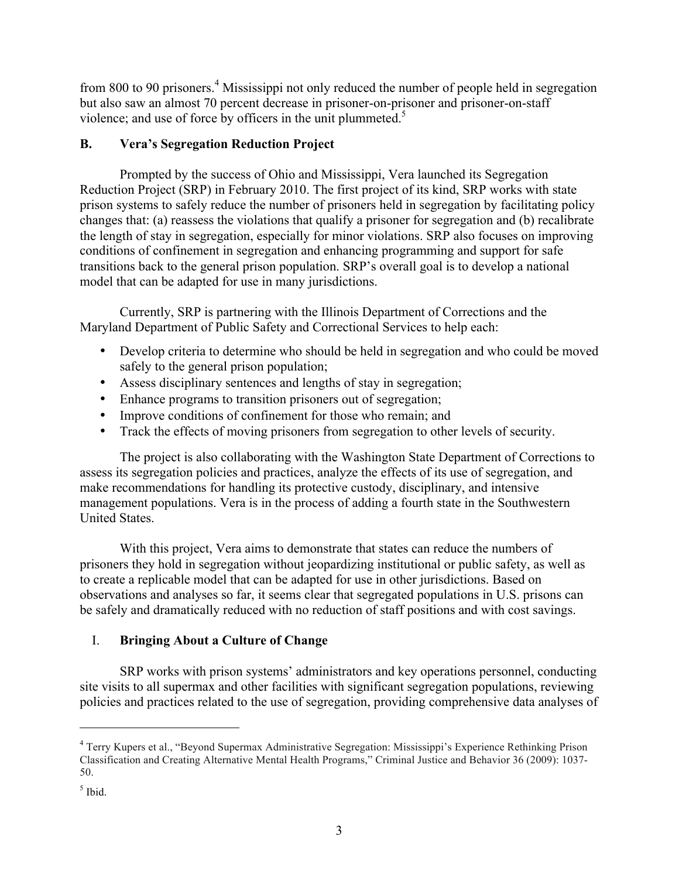from 800 to 90 prisoners.[4] Mississippi not only reduced the number of people held in segregation but also saw an almost 70 percent decrease in prisoner-on-prisoner and prisoner-on-staff violence; and use of force by officers in the unit plummeted.[5]

### B. Vera's Segregation Reduction Project

Prompted by the success of Ohio and Mississippi, Vera launched its Segregation Reduction Project (SRP) in February 2010. The first project of its kind, SRP works with state prison systems to safely reduce the number of prisoners held in segregation by facilitating policy changes that: (a) reassess the violations that qualify a prisoner for segregation and (b) recalibrate the length of stay in segregation, especially for minor violations. SRP also focuses on improving conditions of confinement in segregation and enhancing programming and support for safe transitions back to the general prison population. SRP's overall goal is to develop a national model that can be adapted for use in many jurisdictions.

Currently, SRP is partnering with the Illinois Department of Corrections and the Maryland Department of Public Safety and Correctional Services to help each:

- Develop criteria to determine who should be held in segregation and who could be moved safely to the general prison population;
- Assess disciplinary sentences and lengths of stay in segregation;
- Enhance programs to transition prisoners out of segregation;
- Improve conditions of confinement for those who remain; and
- Track the effects of moving prisoners from segregation to other levels of security.

The project is also collaborating with the Washington State Department of Corrections to assess its segregation policies and practices, analyze the effects of its use of segregation, and make recommendations for handling its protective custody, disciplinary, and intensive management populations. Vera is in the process of adding a fourth state in the Southwestern United States.

With this project, Vera aims to demonstrate that states can reduce the numbers of prisoners they hold in segregation without jeopardizing institutional or public safety, as well as to create a replicable model that can be adapted for use in other jurisdictions. Based on observations and analyses so far, it seems clear that segregated populations in U.S. prisons can be safely and dramatically reduced with no reduction of staff positions and with cost savings.

## I. Bringing About a Culture of Change

SRP works with prison systems' administrators and key operations personnel, conducting site visits to all supermax and other facilities with significant segregation populations, reviewing policies and practices related to the use of segregation, providing comprehensive data analyses of

---

[4] Terry Kupers et al., "Beyond Supermax Administrative Segregation: Mississippi's Experience Rethinking Prison Classification and Creating Alternative Mental Health Programs," Criminal Justice and Behavior 36 (2009): 1037-50.

[5] Ibid.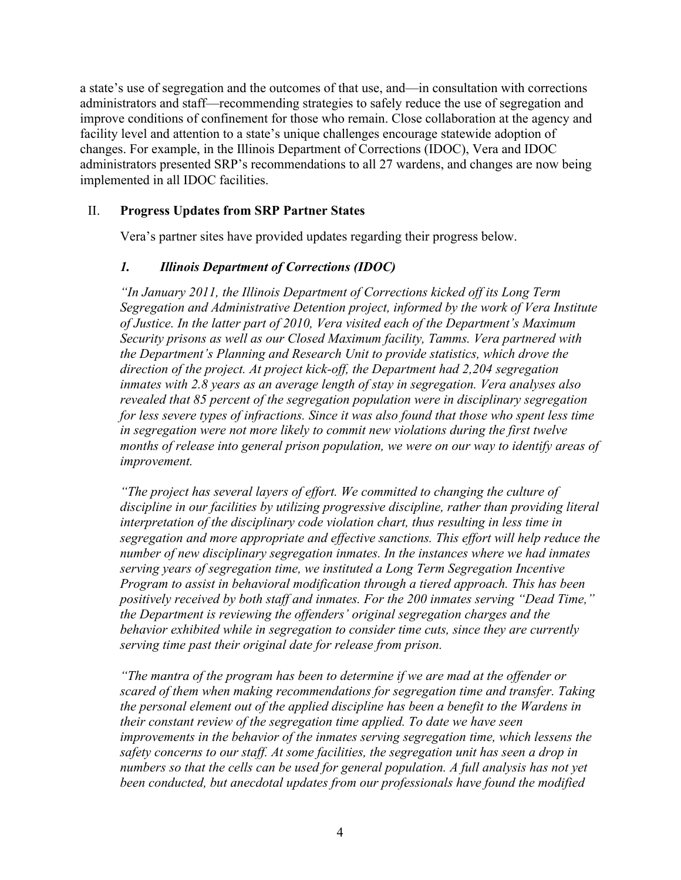a state's use of segregation and the outcomes of that use, and—in consultation with corrections administrators and staff—recommending strategies to safely reduce the use of segregation and improve conditions of confinement for those who remain. Close collaboration at the agency and facility level and attention to a state's unique challenges encourage statewide adoption of changes. For example, in the Illinois Department of Corrections (IDOC), Vera and IDOC administrators presented SRP's recommendations to all 27 wardens, and changes are now being implemented in all IDOC facilities.

## II. Progress Updates from SRP Partner States

Vera's partner sites have provided updates regarding their progress below.

### *1. Illinois Department of Corrections (IDOC)*

*"In January 2011, the Illinois Department of Corrections kicked off its Long Term Segregation and Administrative Detention project, informed by the work of Vera Institute of Justice. In the latter part of 2010, Vera visited each of the Department's Maximum Security prisons as well as our Closed Maximum facility, Tamms. Vera partnered with the Department's Planning and Research Unit to provide statistics, which drove the direction of the project. At project kick-off, the Department had 2,204 segregation inmates with 2.8 years as an average length of stay in segregation. Vera analyses also revealed that 85 percent of the segregation population were in disciplinary segregation for less severe types of infractions. Since it was also found that those who spent less time in segregation were not more likely to commit new violations during the first twelve months of release into general prison population, we were on our way to identify areas of improvement.*

*"The project has several layers of effort. We committed to changing the culture of discipline in our facilities by utilizing progressive discipline, rather than providing literal interpretation of the disciplinary code violation chart, thus resulting in less time in segregation and more appropriate and effective sanctions. This effort will help reduce the number of new disciplinary segregation inmates. In the instances where we had inmates serving years of segregation time, we instituted a Long Term Segregation Incentive Program to assist in behavioral modification through a tiered approach. This has been positively received by both staff and inmates. For the 200 inmates serving "Dead Time," the Department is reviewing the offenders' original segregation charges and the behavior exhibited while in segregation to consider time cuts, since they are currently serving time past their original date for release from prison.*

*"The mantra of the program has been to determine if we are mad at the offender or scared of them when making recommendations for segregation time and transfer. Taking the personal element out of the applied discipline has been a benefit to the Wardens in their constant review of the segregation time applied. To date we have seen improvements in the behavior of the inmates serving segregation time, which lessens the safety concerns to our staff. At some facilities, the segregation unit has seen a drop in numbers so that the cells can be used for general population. A full analysis has not yet been conducted, but anecdotal updates from our professionals have found the modified*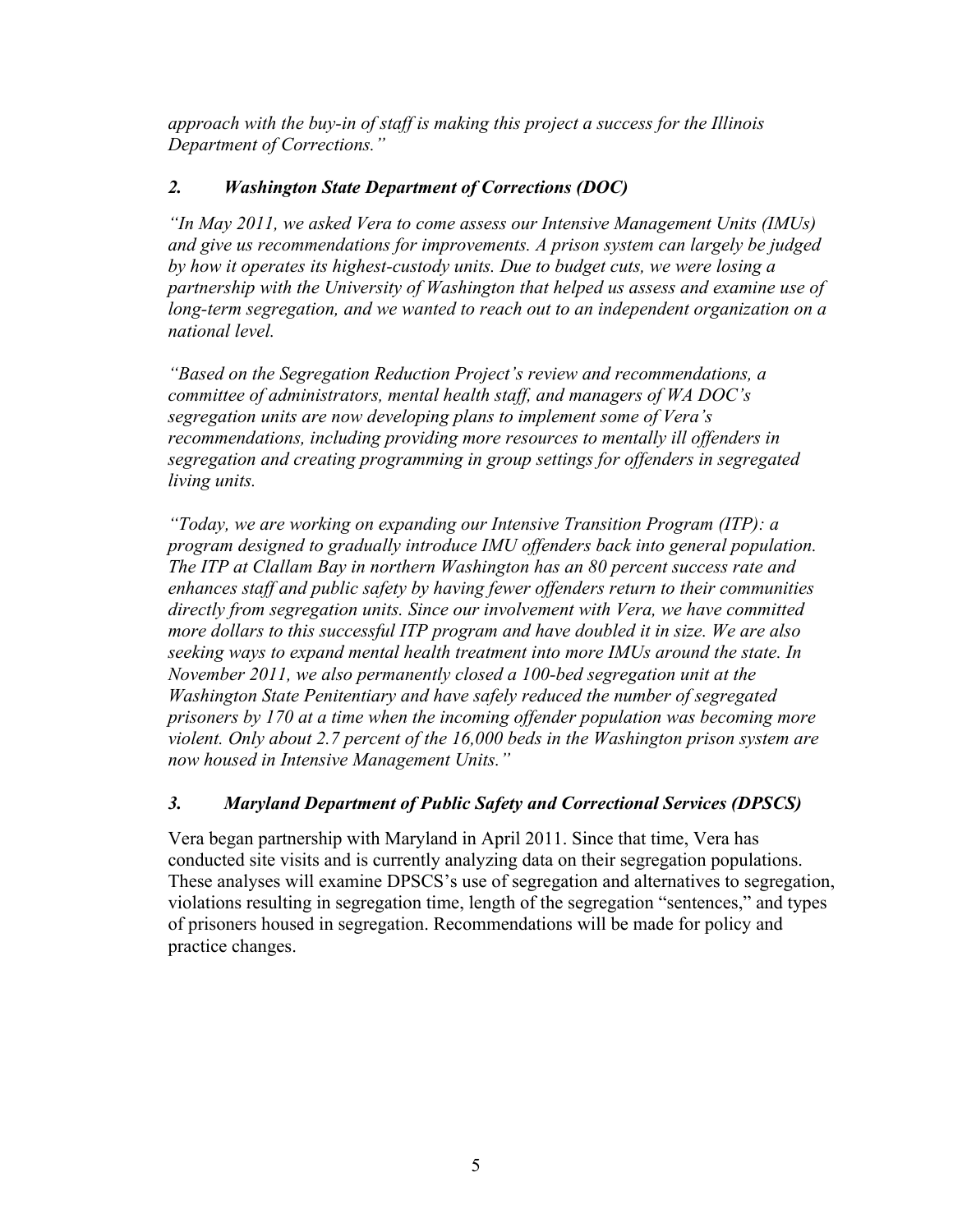*approach with the buy-in of staff is making this project a success for the Illinois Department of Corrections."*

### *2. Washington State Department of Corrections (DOC)*

*"In May 2011, we asked Vera to come assess our Intensive Management Units (IMUs) and give us recommendations for improvements. A prison system can largely be judged by how it operates its highest-custody units. Due to budget cuts, we were losing a partnership with the University of Washington that helped us assess and examine use of long-term segregation, and we wanted to reach out to an independent organization on a national level.*

*"Based on the Segregation Reduction Project's review and recommendations, a committee of administrators, mental health staff, and managers of WA DOC's segregation units are now developing plans to implement some of Vera's recommendations, including providing more resources to mentally ill offenders in segregation and creating programming in group settings for offenders in segregated living units.*

*"Today, we are working on expanding our Intensive Transition Program (ITP): a program designed to gradually introduce IMU offenders back into general population. The ITP at Clallam Bay in northern Washington has an 80 percent success rate and enhances staff and public safety by having fewer offenders return to their communities directly from segregation units. Since our involvement with Vera, we have committed more dollars to this successful ITP program and have doubled it in size. We are also seeking ways to expand mental health treatment into more IMUs around the state. In November 2011, we also permanently closed a 100-bed segregation unit at the Washington State Penitentiary and have safely reduced the number of segregated prisoners by 170 at a time when the incoming offender population was becoming more violent. Only about 2.7 percent of the 16,000 beds in the Washington prison system are now housed in Intensive Management Units."*

### *3. Maryland Department of Public Safety and Correctional Services (DPSCS)*

Vera began partnership with Maryland in April 2011. Since that time, Vera has conducted site visits and is currently analyzing data on their segregation populations. These analyses will examine DPSCS's use of segregation and alternatives to segregation, violations resulting in segregation time, length of the segregation "sentences," and types of prisoners housed in segregation. Recommendations will be made for policy and practice changes.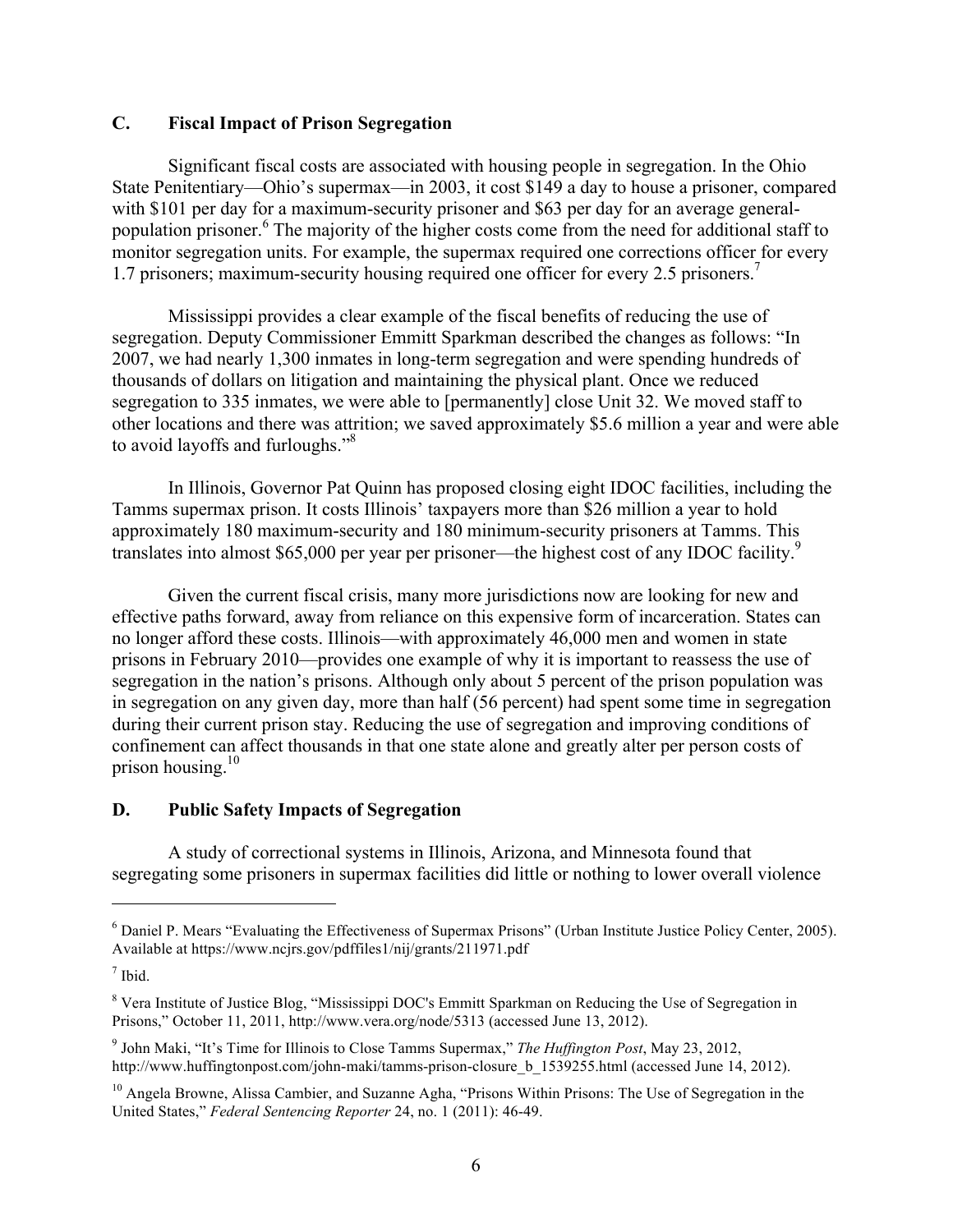## C. Fiscal Impact of Prison Segregation

Significant fiscal costs are associated with housing people in segregation. In the Ohio State Penitentiary—Ohio's supermax—in 2003, it cost $149 a day to house a prisoner, compared with $101 per day for a maximum-security prisoner and $63 per day for an average general-population prisoner.[6] The majority of the higher costs come from the need for additional staff to monitor segregation units. For example, the supermax required one corrections officer for every 1.7 prisoners; maximum-security housing required one officer for every 2.5 prisoners.[7]

Mississippi provides a clear example of the fiscal benefits of reducing the use of segregation. Deputy Commissioner Emmitt Sparkman described the changes as follows: "In 2007, we had nearly 1,300 inmates in long-term segregation and were spending hundreds of thousands of dollars on litigation and maintaining the physical plant. Once we reduced segregation to 335 inmates, we were able to [permanently] close Unit 32. We moved staff to other locations and there was attrition; we saved approximately $5.6 million a year and were able to avoid layoffs and furloughs."[8]

In Illinois, Governor Pat Quinn has proposed closing eight IDOC facilities, including the Tamms supermax prison. It costs Illinois' taxpayers more than $26 million a year to hold approximately 180 maximum-security and 180 minimum-security prisoners at Tamms. This translates into almost $65,000 per year per prisoner—the highest cost of any IDOC facility.[9]

Given the current fiscal crisis, many more jurisdictions now are looking for new and effective paths forward, away from reliance on this expensive form of incarceration. States can no longer afford these costs. Illinois—with approximately 46,000 men and women in state prisons in February 2010—provides one example of why it is important to reassess the use of segregation in the nation's prisons. Although only about 5 percent of the prison population was in segregation on any given day, more than half (56 percent) had spent some time in segregation during their current prison stay. Reducing the use of segregation and improving conditions of confinement can affect thousands in that one state alone and greatly alter per person costs of prison housing.[10]

## D. Public Safety Impacts of Segregation

A study of correctional systems in Illinois, Arizona, and Minnesota found that segregating some prisoners in supermax facilities did little or nothing to lower overall violence

---

[6] Daniel P. Mears "Evaluating the Effectiveness of Supermax Prisons" (Urban Institute Justice Policy Center, 2005). Available at https://www.ncjrs.gov/pdffiles1/nij/grants/211971.pdf

[7] Ibid.

[8] Vera Institute of Justice Blog, "Mississippi DOC's Emmitt Sparkman on Reducing the Use of Segregation in Prisons," October 11, 2011, http://www.vera.org/node/5313 (accessed June 13, 2012).

[9] John Maki, "It's Time for Illinois to Close Tamms Supermax," *The Huffington Post*, May 23, 2012, http://www.huffingtonpost.com/john-maki/tamms-prison-closure_b_1539255.html (accessed June 14, 2012).

[10] Angela Browne, Alissa Cambier, and Suzanne Agha, "Prisons Within Prisons: The Use of Segregation in the United States," *Federal Sentencing Reporter* 24, no. 1 (2011): 46-49.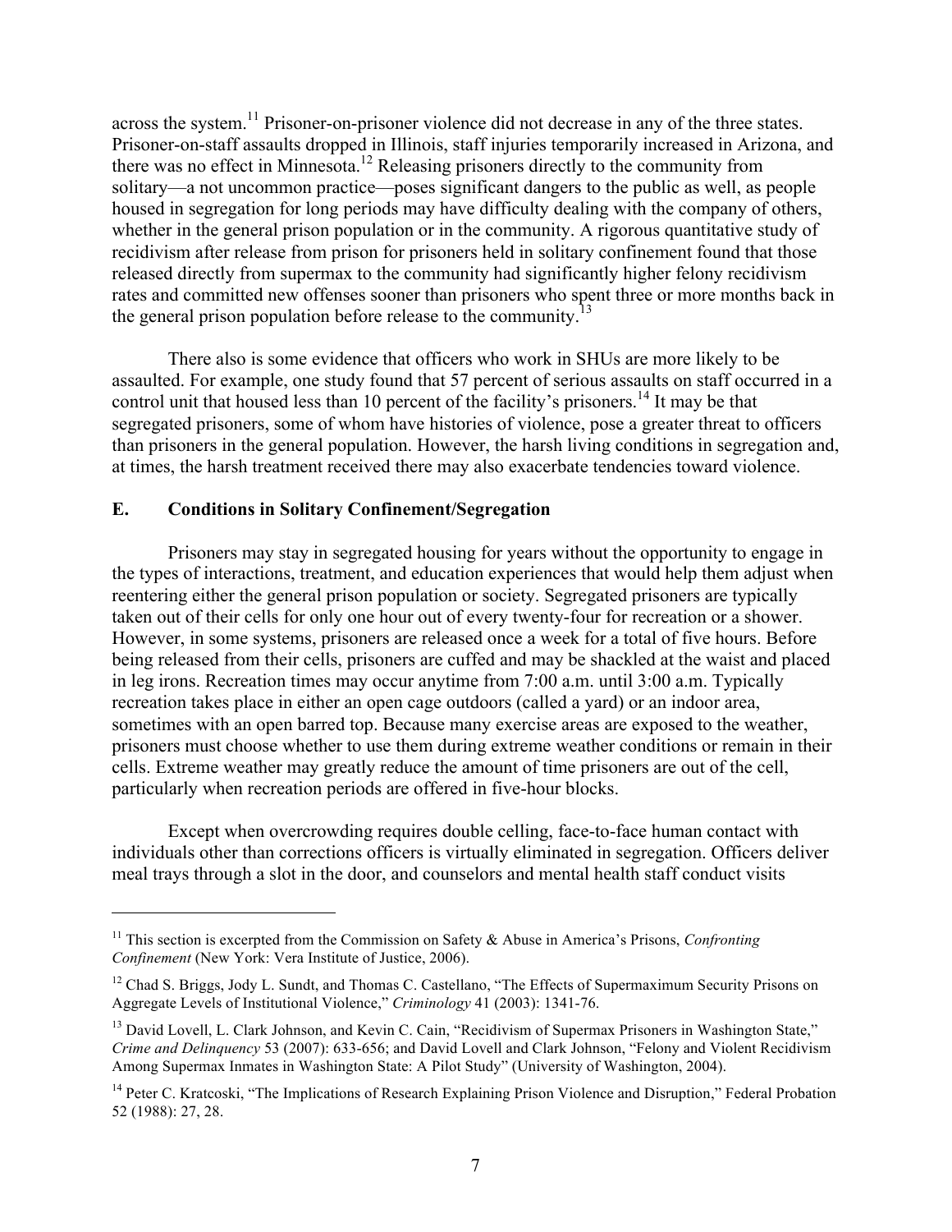across the system.[11] Prisoner-on-prisoner violence did not decrease in any of the three states. Prisoner-on-staff assaults dropped in Illinois, staff injuries temporarily increased in Arizona, and there was no effect in Minnesota.[12] Releasing prisoners directly to the community from solitary—a not uncommon practice—poses significant dangers to the public as well, as people housed in segregation for long periods may have difficulty dealing with the company of others, whether in the general prison population or in the community. A rigorous quantitative study of recidivism after release from prison for prisoners held in solitary confinement found that those released directly from supermax to the community had significantly higher felony recidivism rates and committed new offenses sooner than prisoners who spent three or more months back in the general prison population before release to the community.[13]

There also is some evidence that officers who work in SHUs are more likely to be assaulted. For example, one study found that 57 percent of serious assaults on staff occurred in a control unit that housed less than 10 percent of the facility's prisoners.[14] It may be that segregated prisoners, some of whom have histories of violence, pose a greater threat to officers than prisoners in the general population. However, the harsh living conditions in segregation and, at times, the harsh treatment received there may also exacerbate tendencies toward violence.

## E. Conditions in Solitary Confinement/Segregation

Prisoners may stay in segregated housing for years without the opportunity to engage in the types of interactions, treatment, and education experiences that would help them adjust when reentering either the general prison population or society. Segregated prisoners are typically taken out of their cells for only one hour out of every twenty-four for recreation or a shower. However, in some systems, prisoners are released once a week for a total of five hours. Before being released from their cells, prisoners are cuffed and may be shackled at the waist and placed in leg irons. Recreation times may occur anytime from 7:00 a.m. until 3:00 a.m. Typically recreation takes place in either an open cage outdoors (called a yard) or an indoor area, sometimes with an open barred top. Because many exercise areas are exposed to the weather, prisoners must choose whether to use them during extreme weather conditions or remain in their cells. Extreme weather may greatly reduce the amount of time prisoners are out of the cell, particularly when recreation periods are offered in five-hour blocks.

Except when overcrowding requires double celling, face-to-face human contact with individuals other than corrections officers is virtually eliminated in segregation. Officers deliver meal trays through a slot in the door, and counselors and mental health staff conduct visits

---

[11] This section is excerpted from the Commission on Safety & Abuse in America's Prisons, *Confronting Confinement* (New York: Vera Institute of Justice, 2006).

[12] Chad S. Briggs, Jody L. Sundt, and Thomas C. Castellano, "The Effects of Supermaximum Security Prisons on Aggregate Levels of Institutional Violence," *Criminology* 41 (2003): 1341-76.

[13] David Lovell, L. Clark Johnson, and Kevin C. Cain, "Recidivism of Supermax Prisoners in Washington State," *Crime and Delinquency* 53 (2007): 633-656; and David Lovell and Clark Johnson, "Felony and Violent Recidivism Among Supermax Inmates in Washington State: A Pilot Study" (University of Washington, 2004).

[14] Peter C. Kratcoski, "The Implications of Research Explaining Prison Violence and Disruption," Federal Probation 52 (1988): 27, 28.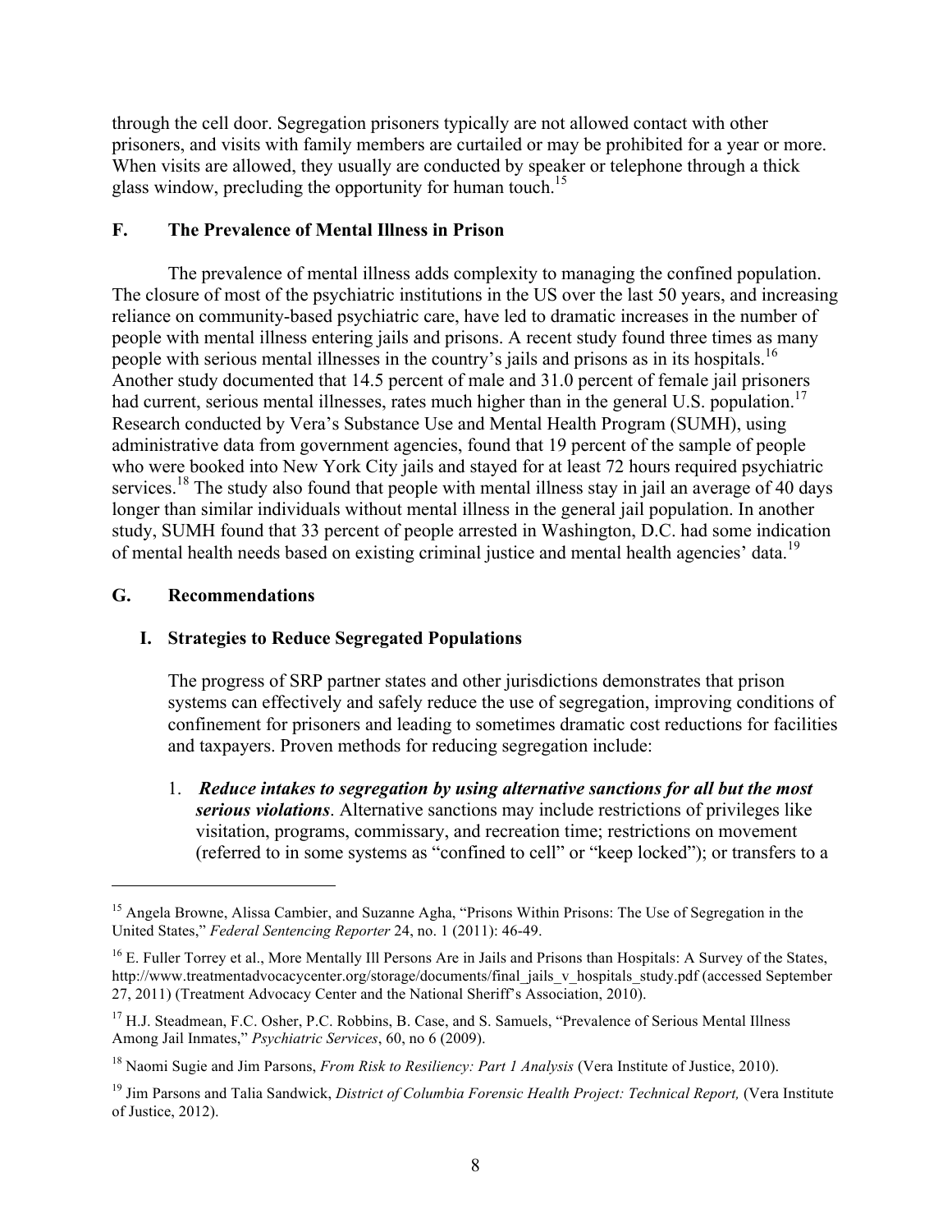through the cell door. Segregation prisoners typically are not allowed contact with other prisoners, and visits with family members are curtailed or may be prohibited for a year or more. When visits are allowed, they usually are conducted by speaker or telephone through a thick glass window, precluding the opportunity for human touch.[15]

### F. The Prevalence of Mental Illness in Prison

The prevalence of mental illness adds complexity to managing the confined population. The closure of most of the psychiatric institutions in the US over the last 50 years, and increasing reliance on community-based psychiatric care, have led to dramatic increases in the number of people with mental illness entering jails and prisons. A recent study found three times as many people with serious mental illnesses in the country's jails and prisons as in its hospitals.[16] Another study documented that 14.5 percent of male and 31.0 percent of female jail prisoners had current, serious mental illnesses, rates much higher than in the general U.S. population.[17] Research conducted by Vera's Substance Use and Mental Health Program (SUMH), using administrative data from government agencies, found that 19 percent of the sample of people who were booked into New York City jails and stayed for at least 72 hours required psychiatric services.[18] The study also found that people with mental illness stay in jail an average of 40 days longer than similar individuals without mental illness in the general jail population. In another study, SUMH found that 33 percent of people arrested in Washington, D.C. had some indication of mental health needs based on existing criminal justice and mental health agencies' data.[19]

### G. Recommendations

#### I. Strategies to Reduce Segregated Populations

The progress of SRP partner states and other jurisdictions demonstrates that prison systems can effectively and safely reduce the use of segregation, improving conditions of confinement for prisoners and leading to sometimes dramatic cost reductions for facilities and taxpayers. Proven methods for reducing segregation include:

1. ***Reduce intakes to segregation by using alternative sanctions for all but the most serious violations***. Alternative sanctions may include restrictions of privileges like visitation, programs, commissary, and recreation time; restrictions on movement (referred to in some systems as "confined to cell" or "keep locked"); or transfers to a

---

[15] Angela Browne, Alissa Cambier, and Suzanne Agha, "Prisons Within Prisons: The Use of Segregation in the United States," *Federal Sentencing Reporter* 24, no. 1 (2011): 46-49.

[16] E. Fuller Torrey et al., More Mentally Ill Persons Are in Jails and Prisons than Hospitals: A Survey of the States, http://www.treatmentadvocacycenter.org/storage/documents/final_jails_v_hospitals_study.pdf (accessed September 27, 2011) (Treatment Advocacy Center and the National Sheriff's Association, 2010).

[17] H.J. Steadmean, F.C. Osher, P.C. Robbins, B. Case, and S. Samuels, "Prevalence of Serious Mental Illness Among Jail Inmates," *Psychiatric Services*, 60, no 6 (2009).

[18] Naomi Sugie and Jim Parsons, *From Risk to Resiliency: Part 1 Analysis* (Vera Institute of Justice, 2010).

[19] Jim Parsons and Talia Sandwick, *District of Columbia Forensic Health Project: Technical Report,* (Vera Institute of Justice, 2012).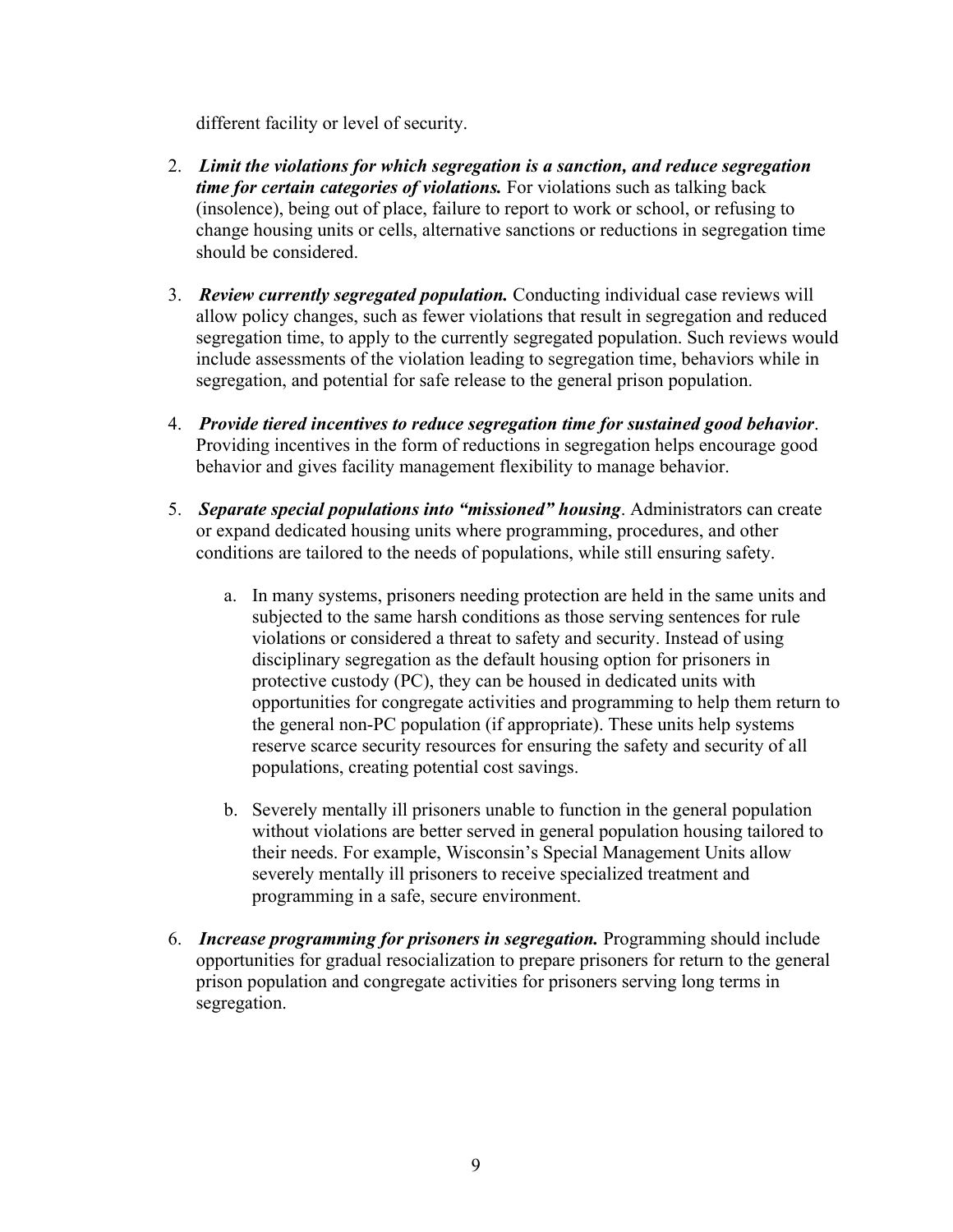different facility or level of security.

2. ***Limit the violations for which segregation is a sanction, and reduce segregation time for certain categories of violations.*** For violations such as talking back (insolence), being out of place, failure to report to work or school, or refusing to change housing units or cells, alternative sanctions or reductions in segregation time should be considered.

3. ***Review currently segregated population.*** Conducting individual case reviews will allow policy changes, such as fewer violations that result in segregation and reduced segregation time, to apply to the currently segregated population. Such reviews would include assessments of the violation leading to segregation time, behaviors while in segregation, and potential for safe release to the general prison population.

4. ***Provide tiered incentives to reduce segregation time for sustained good behavior***. Providing incentives in the form of reductions in segregation helps encourage good behavior and gives facility management flexibility to manage behavior.

5. ***Separate special populations into "missioned" housing***. Administrators can create or expand dedicated housing units where programming, procedures, and other conditions are tailored to the needs of populations, while still ensuring safety.

    a. In many systems, prisoners needing protection are held in the same units and subjected to the same harsh conditions as those serving sentences for rule violations or considered a threat to safety and security. Instead of using disciplinary segregation as the default housing option for prisoners in protective custody (PC), they can be housed in dedicated units with opportunities for congregate activities and programming to help them return to the general non-PC population (if appropriate). These units help systems reserve scarce security resources for ensuring the safety and security of all populations, creating potential cost savings.

    b. Severely mentally ill prisoners unable to function in the general population without violations are better served in general population housing tailored to their needs. For example, Wisconsin's Special Management Units allow severely mentally ill prisoners to receive specialized treatment and programming in a safe, secure environment.

6. ***Increase programming for prisoners in segregation.*** Programming should include opportunities for gradual resocialization to prepare prisoners for return to the general prison population and congregate activities for prisoners serving long terms in segregation.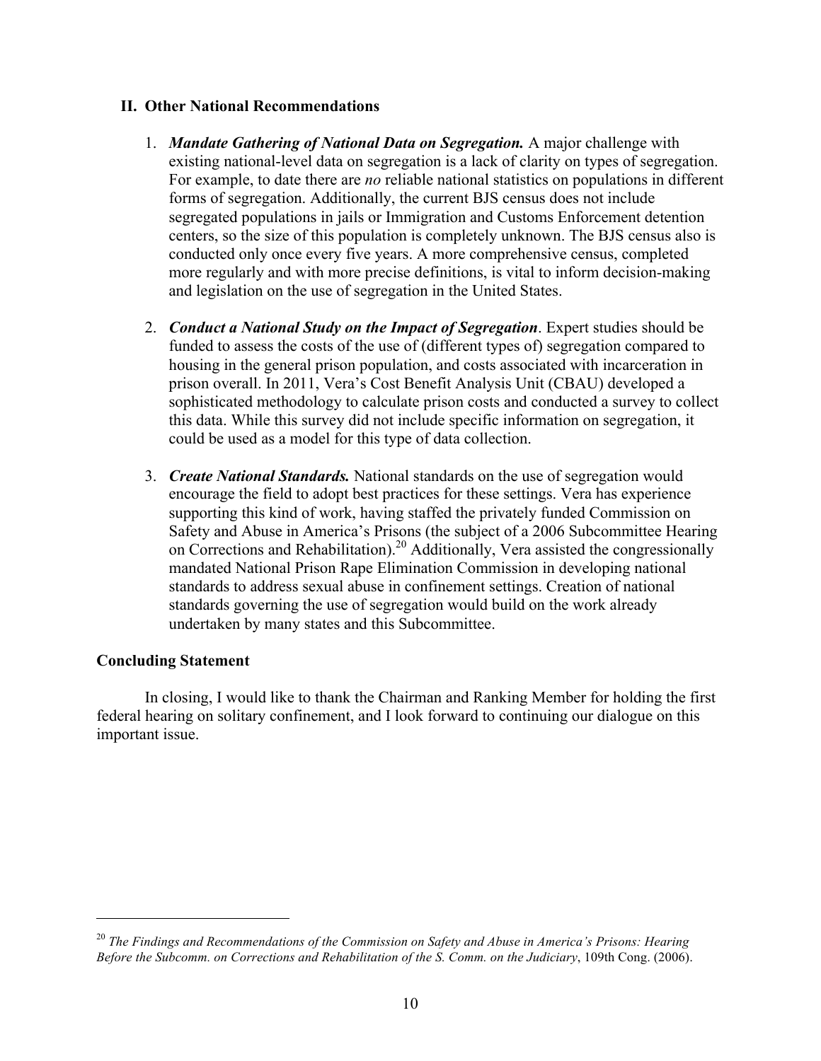## II. Other National Recommendations

1. ***Mandate Gathering of National Data on Segregation.*** A major challenge with existing national-level data on segregation is a lack of clarity on types of segregation. For example, to date there are *no* reliable national statistics on populations in different forms of segregation. Additionally, the current BJS census does not include segregated populations in jails or Immigration and Customs Enforcement detention centers, so the size of this population is completely unknown. The BJS census also is conducted only once every five years. A more comprehensive census, completed more regularly and with more precise definitions, is vital to inform decision-making and legislation on the use of segregation in the United States.

2. ***Conduct a National Study on the Impact of Segregation***. Expert studies should be funded to assess the costs of the use of (different types of) segregation compared to housing in the general prison population, and costs associated with incarceration in prison overall. In 2011, Vera's Cost Benefit Analysis Unit (CBAU) developed a sophisticated methodology to calculate prison costs and conducted a survey to collect this data. While this survey did not include specific information on segregation, it could be used as a model for this type of data collection.

3. ***Create National Standards.*** National standards on the use of segregation would encourage the field to adopt best practices for these settings. Vera has experience supporting this kind of work, having staffed the privately funded Commission on Safety and Abuse in America's Prisons (the subject of a 2006 Subcommittee Hearing on Corrections and Rehabilitation).[20] Additionally, Vera assisted the congressionally mandated National Prison Rape Elimination Commission in developing national standards to address sexual abuse in confinement settings. Creation of national standards governing the use of segregation would build on the work already undertaken by many states and this Subcommittee.

## Concluding Statement

In closing, I would like to thank the Chairman and Ranking Member for holding the first federal hearing on solitary confinement, and I look forward to continuing our dialogue on this important issue.

---

[20] *The Findings and Recommendations of the Commission on Safety and Abuse in America's Prisons: Hearing Before the Subcomm. on Corrections and Rehabilitation of the S. Comm. on the Judiciary*, 109th Cong. (2006).